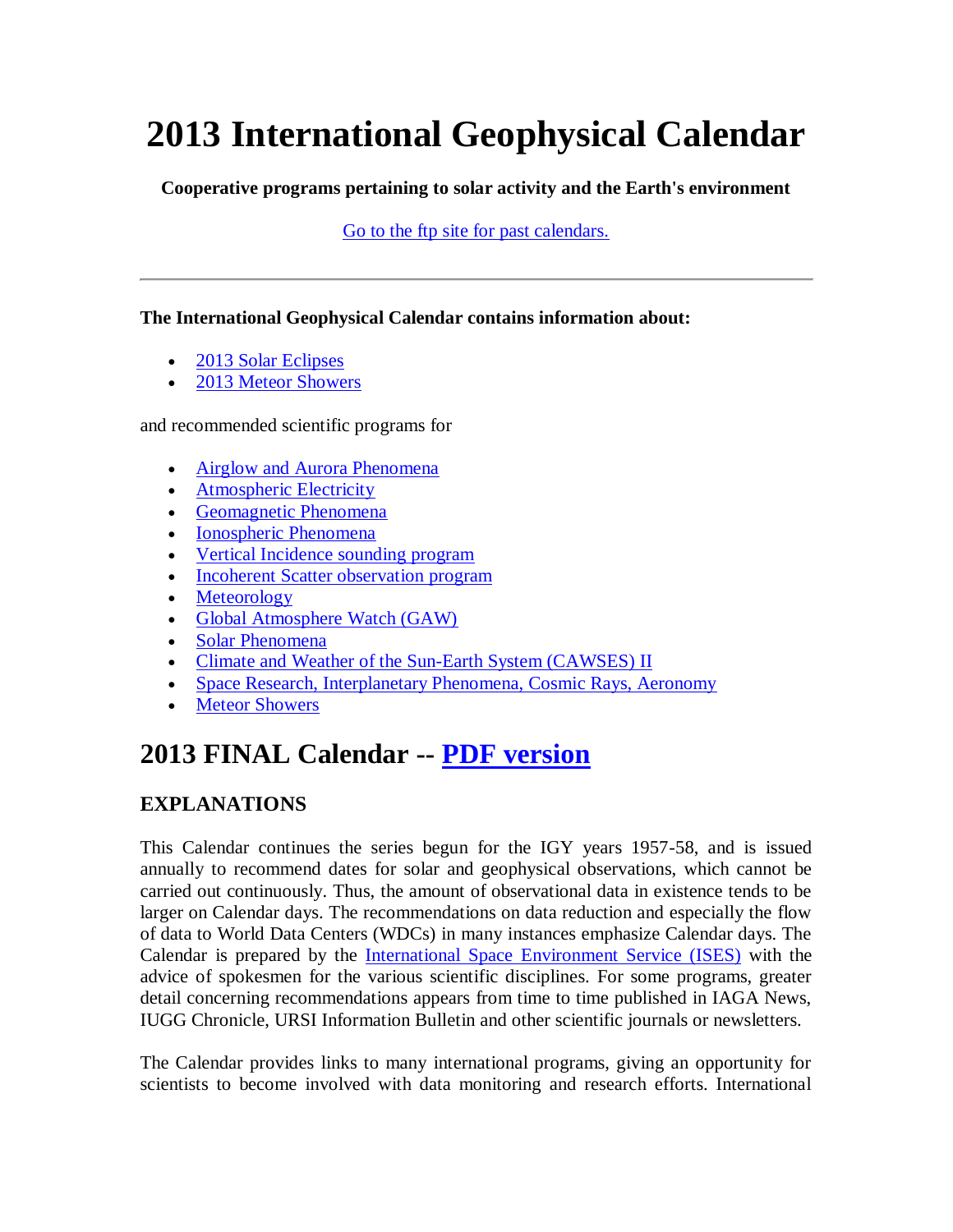# 2013 International Geophysical Calendar

**Cooperative programs pertaining to solar activity and the Earth's environment**

[Go to the ftp site for past calendars.]

---

**The International Geophysical Calendar contains information about:**

- 2013 Solar Eclipses
- 2013 Meteor Showers

and recommended scientific programs for

- Airglow and Aurora Phenomena
- Atmospheric Electricity
- Geomagnetic Phenomena
- Ionospheric Phenomena
- Vertical Incidence sounding program
- Incoherent Scatter observation program
- Meteorology
- Global Atmosphere Watch (GAW)
- Solar Phenomena
- Climate and Weather of the Sun-Earth System (CAWSES) II
- Space Research, Interplanetary Phenomena, Cosmic Rays, Aeronomy
- Meteor Showers

## 2013 FINAL Calendar -- PDF version

### EXPLANATIONS

This Calendar continues the series begun for the IGY years 1957-58, and is issued annually to recommend dates for solar and geophysical observations, which cannot be carried out continuously. Thus, the amount of observational data in existence tends to be larger on Calendar days. The recommendations on data reduction and especially the flow of data to World Data Centers (WDCs) in many instances emphasize Calendar days. The Calendar is prepared by the International Space Environment Service (ISES) with the advice of spokesmen for the various scientific disciplines. For some programs, greater detail concerning recommendations appears from time to time published in IAGA News, IUGG Chronicle, URSI Information Bulletin and other scientific journals or newsletters.

The Calendar provides links to many international programs, giving an opportunity for scientists to become involved with data monitoring and research efforts. International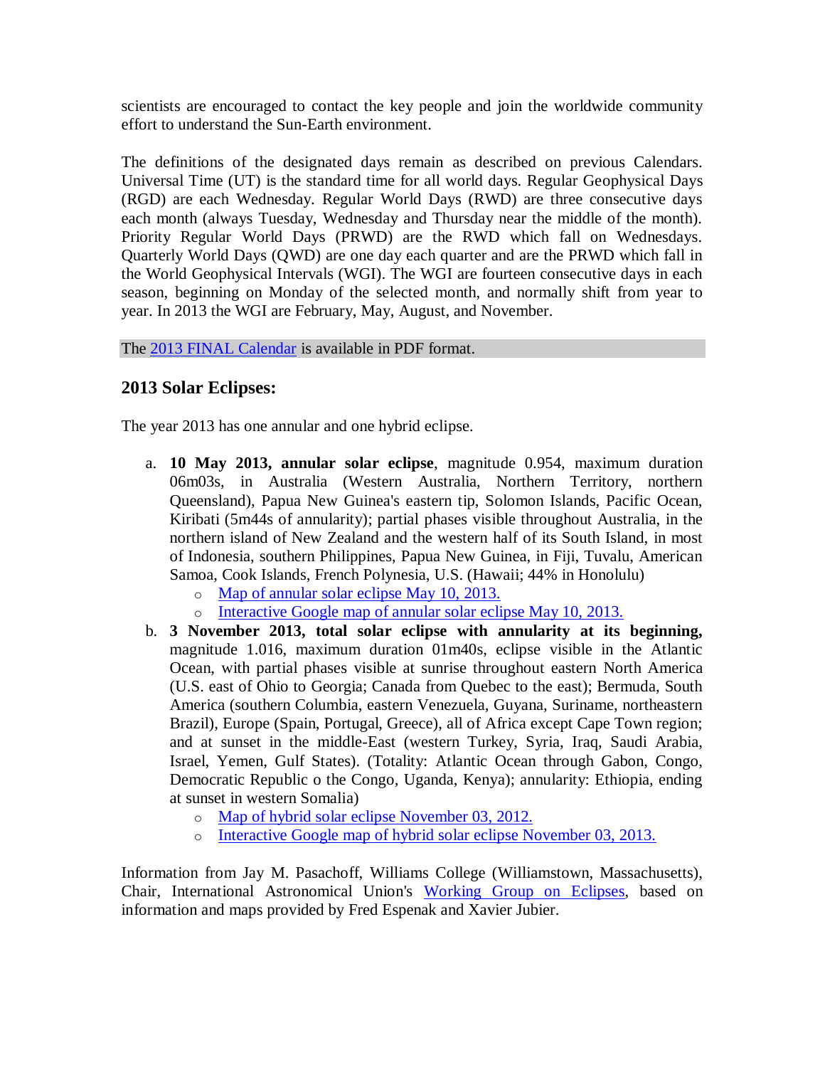scientists are encouraged to contact the key people and join the worldwide community effort to understand the Sun-Earth environment.

The definitions of the designated days remain as described on previous Calendars. Universal Time (UT) is the standard time for all world days. Regular Geophysical Days (RGD) are each Wednesday. Regular World Days (RWD) are three consecutive days each month (always Tuesday, Wednesday and Thursday near the middle of the month). Priority Regular World Days (PRWD) are the RWD which fall on Wednesdays. Quarterly World Days (QWD) are one day each quarter and are the PRWD which fall in the World Geophysical Intervals (WGI). The WGI are fourteen consecutive days in each season, beginning on Monday of the selected month, and normally shift from year to year. In 2013 the WGI are February, May, August, and November.

The 2013 FINAL Calendar is available in PDF format.

### 2013 Solar Eclipses:

The year 2013 has one annual and one hybrid eclipse.

a. **10 May 2013, annual solar eclipse**, magnitude 0.954, maximum duration 06m03s, in Australia (Western Australia, Northern Territory, northern Queensland), Papua New Guinea's eastern tip, Solomon Islands, Pacific Ocean, Kiribati (5m44s of annularity); partial phases visible throughout Australia, in the northern island of New Zealand and the western half of its South Island, in most of Indonesia, southern Philippines, Papua New Guinea, in Fiji, Tuvalu, American Samoa, Cook Islands, French Polynesia, U.S. (Hawaii; 44% in Honolulu)
   - Map of annular solar eclipse May 10, 2013.
   - Interactive Google map of annular solar eclipse May 10, 2013.

b. **3 November 2013, total solar eclipse with annularity at its beginning,** magnitude 1.016, maximum duration 01m40s, eclipse visible in the Atlantic Ocean, with partial phases visible at sunrise throughout eastern North America (U.S. east of Ohio to Georgia; Canada from Quebec to the east); Bermuda, South America (southern Columbia, eastern Venezuela, Guyana, Suriname, northeastern Brazil), Europe (Spain, Portugal, Greece), all of Africa except Cape Town region; and at sunset in the middle-East (western Turkey, Syria, Iraq, Saudi Arabia, Israel, Yemen, Gulf States). (Totality: Atlantic Ocean through Gabon, Congo, Democratic Republic o the Congo, Uganda, Kenya); annularity: Ethiopia, ending at sunset in western Somalia)
   - Map of hybrid solar eclipse November 03, 2012.
   - Interactive Google map of hybrid solar eclipse November 03, 2013.

Information from Jay M. Pasachoff, Williams College (Williamstown, Massachusetts), Chair, International Astronomical Union's Working Group on Eclipses, based on information and maps provided by Fred Espenak and Xavier Jubier.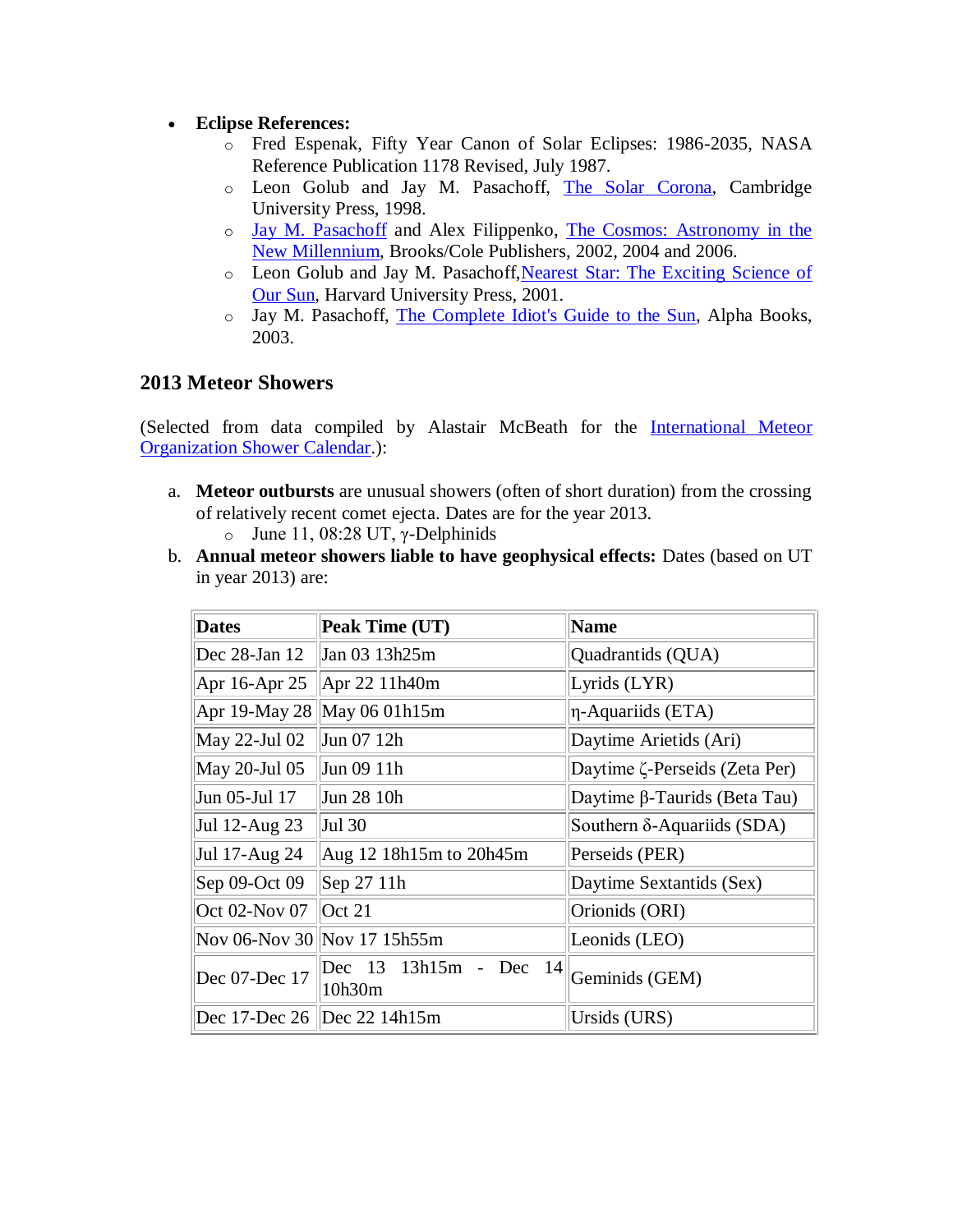- **Eclipse References:**
  - Fred Espenak, Fifty Year Canon of Solar Eclipses: 1986-2035, NASA Reference Publication 1178 Revised, July 1987.
  - Leon Golub and Jay M. Pasachoff, The Solar Corona, Cambridge University Press, 1998.
  - Jay M. Pasachoff and Alex Filippenko, The Cosmos: Astronomy in the New Millennium, Brooks/Cole Publishers, 2002, 2004 and 2006.
  - Leon Golub and Jay M. Pasachoff, Nearest Star: The Exciting Science of Our Sun, Harvard University Press, 2001.
  - Jay M. Pasachoff, The Complete Idiot's Guide to the Sun, Alpha Books, 2003.

## 2013 Meteor Showers

(Selected from data compiled by Alastair McBeath for the International Meteor Organization Shower Calendar.):

a. **Meteor outbursts** are unusual showers (often of short duration) from the crossing of relatively recent comet ejecta. Dates are for the year 2013.
   - June 11, 08:28 UT, γ-Delphinids
b. **Annual meteor showers liable to have geophysical effects:** Dates (based on UT in year 2013) are:

| Dates | Peak Time (UT) | Name |
|---|---|---|
| Dec 28-Jan 12 | Jan 03 13h25m | Quadrantids (QUA) |
| Apr 16-Apr 25 | Apr 22 11h40m | Lyrids (LYR) |
| Apr 19-May 28 | May 06 01h15m | η-Aquariids (ETA) |
| May 22-Jul 02 | Jun 07 12h | Daytime Arietids (Ari) |
| May 20-Jul 05 | Jun 09 11h | Daytime ζ-Perseids (Zeta Per) |
| Jun 05-Jul 17 | Jun 28 10h | Daytime β-Taurids (Beta Tau) |
| Jul 12-Aug 23 | Jul 30 | Southern δ-Aquariids (SDA) |
| Jul 17-Aug 24 | Aug 12 18h15m to 20h45m | Perseids (PER) |
| Sep 09-Oct 09 | Sep 27 11h | Daytime Sextantids (Sex) |
| Oct 02-Nov 07 | Oct 21 | Orionids (ORI) |
| Nov 06-Nov 30 | Nov 17 15h55m | Leonids (LEO) |
| Dec 07-Dec 17 | Dec 13 13h15m - Dec 14 10h30m | Geminids (GEM) |
| Dec 17-Dec 26 | Dec 22 14h15m | Ursids (URS) |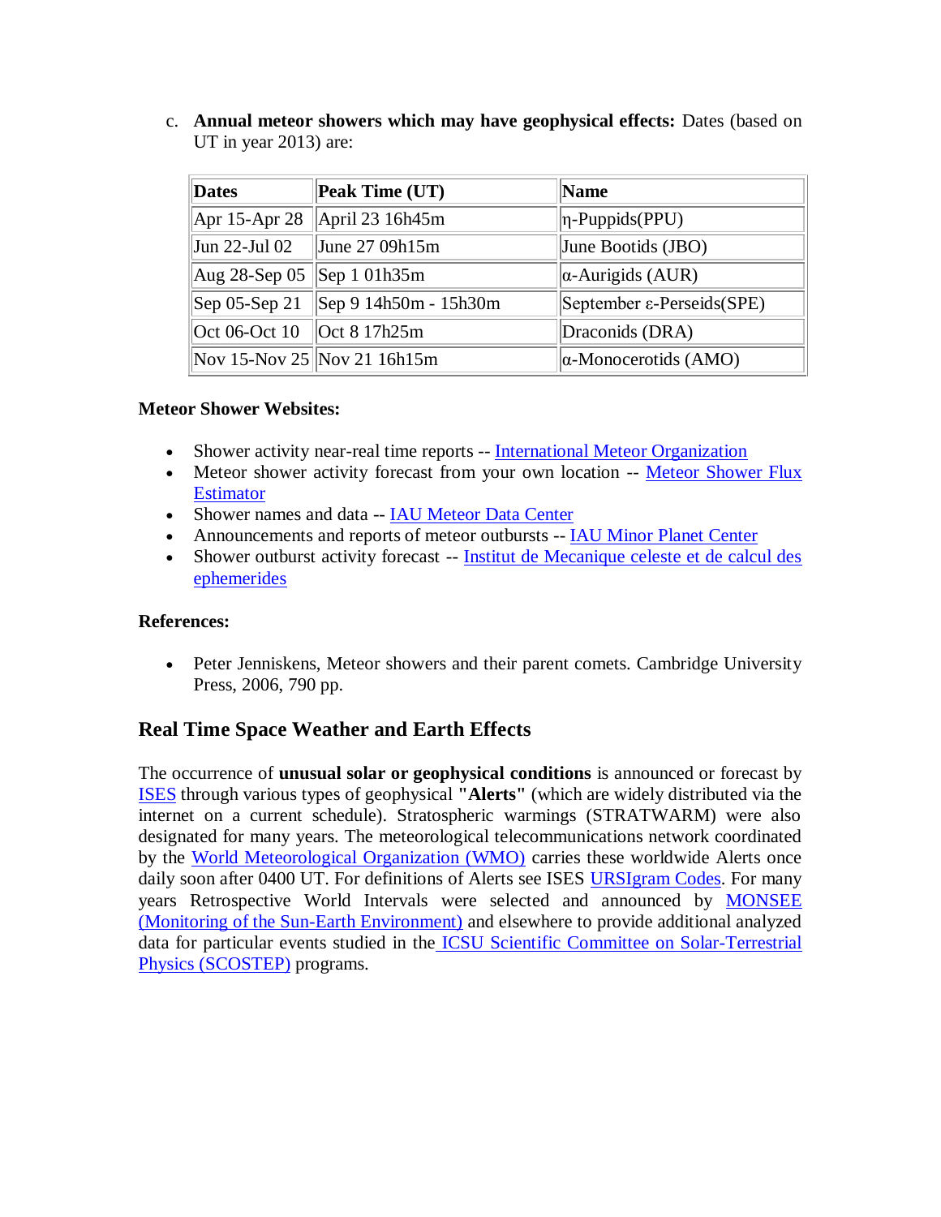c. **Annual meteor showers which may have geophysical effects:** Dates (based on UT in year 2013) are:

| **Dates** | **Peak Time (UT)** | **Name** |
|---|---|---|
| Apr 15-Apr 28 | April 23 16h45m | η-Puppids(PPU) |
| Jun 22-Jul 02 | June 27 09h15m | June Bootids (JBO) |
| Aug 28-Sep 05 | Sep 1 01h35m | α-Aurigids (AUR) |
| Sep 05-Sep 21 | Sep 9 14h50m - 15h30m | September ε-Perseids(SPE) |
| Oct 06-Oct 10 | Oct 8 17h25m | Draconids (DRA) |
| Nov 15-Nov 25 | Nov 21 16h15m | α-Monocerotids (AMO) |

**Meteor Shower Websites:**

- Shower activity near-real time reports -- International Meteor Organization
- Meteor shower activity forecast from your own location -- Meteor Shower Flux Estimator
- Shower names and data -- IAU Meteor Data Center
- Announcements and reports of meteor outbursts -- IAU Minor Planet Center
- Shower outburst activity forecast -- Institut de Mecanique celeste et de calcul des ephemerides

**References:**

- Peter Jenniskens, Meteor showers and their parent comets. Cambridge University Press, 2006, 790 pp.

## Real Time Space Weather and Earth Effects

The occurrence of **unusual solar or geophysical conditions** is announced or forecast by ISES through various types of geophysical **"Alerts"** (which are widely distributed via the internet on a current schedule). Stratospheric warmings (STRATWARM) were also designated for many years. The meteorological telecommunications network coordinated by the World Meteorological Organization (WMO) carries these worldwide Alerts once daily soon after 0400 UT. For definitions of Alerts see ISES URSIgram Codes. For many years Retrospective World Intervals were selected and announced by MONSEE (Monitoring of the Sun-Earth Environment) and elsewhere to provide additional analyzed data for particular events studied in the ICSU Scientific Committee on Solar-Terrestrial Physics (SCOSTEP) programs.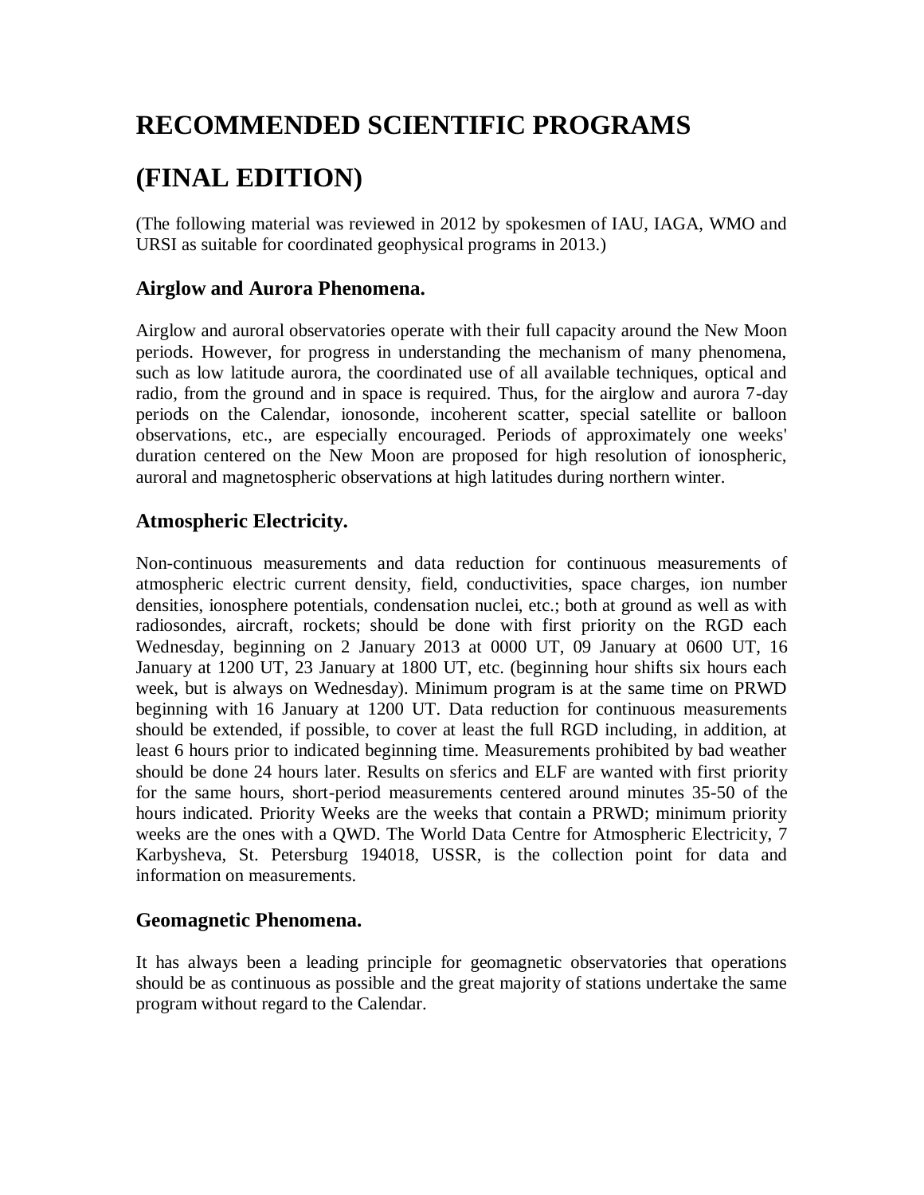# RECOMMENDED SCIENTIFIC PROGRAMS

# (FINAL EDITION)

(The following material was reviewed in 2012 by spokesmen of IAU, IAGA, WMO and URSI as suitable for coordinated geophysical programs in 2013.)

## Airglow and Aurora Phenomena.

Airglow and auroral observatories operate with their full capacity around the New Moon periods. However, for progress in understanding the mechanism of many phenomena, such as low latitude aurora, the coordinated use of all available techniques, optical and radio, from the ground and in space is required. Thus, for the airglow and aurora 7-day periods on the Calendar, ionosonde, incoherent scatter, special satellite or balloon observations, etc., are especially encouraged. Periods of approximately one weeks' duration centered on the New Moon are proposed for high resolution of ionospheric, auroral and magnetospheric observations at high latitudes during northern winter.

## Atmospheric Electricity.

Non-continuous measurements and data reduction for continuous measurements of atmospheric electric current density, field, conductivities, space charges, ion number densities, ionosphere potentials, condensation nuclei, etc.; both at ground as well as with radiosondes, aircraft, rockets; should be done with first priority on the RGD each Wednesday, beginning on 2 January 2013 at 0000 UT, 09 January at 0600 UT, 16 January at 1200 UT, 23 January at 1800 UT, etc. (beginning hour shifts six hours each week, but is always on Wednesday). Minimum program is at the same time on PRWD beginning with 16 January at 1200 UT. Data reduction for continuous measurements should be extended, if possible, to cover at least the full RGD including, in addition, at least 6 hours prior to indicated beginning time. Measurements prohibited by bad weather should be done 24 hours later. Results on sferics and ELF are wanted with first priority for the same hours, short-period measurements centered around minutes 35-50 of the hours indicated. Priority Weeks are the weeks that contain a PRWD; minimum priority weeks are the ones with a QWD. The World Data Centre for Atmospheric Electricity, 7 Karbysheva, St. Petersburg 194018, USSR, is the collection point for data and information on measurements.

## Geomagnetic Phenomena.

It has always been a leading principle for geomagnetic observatories that operations should be as continuous as possible and the great majority of stations undertake the same program without regard to the Calendar.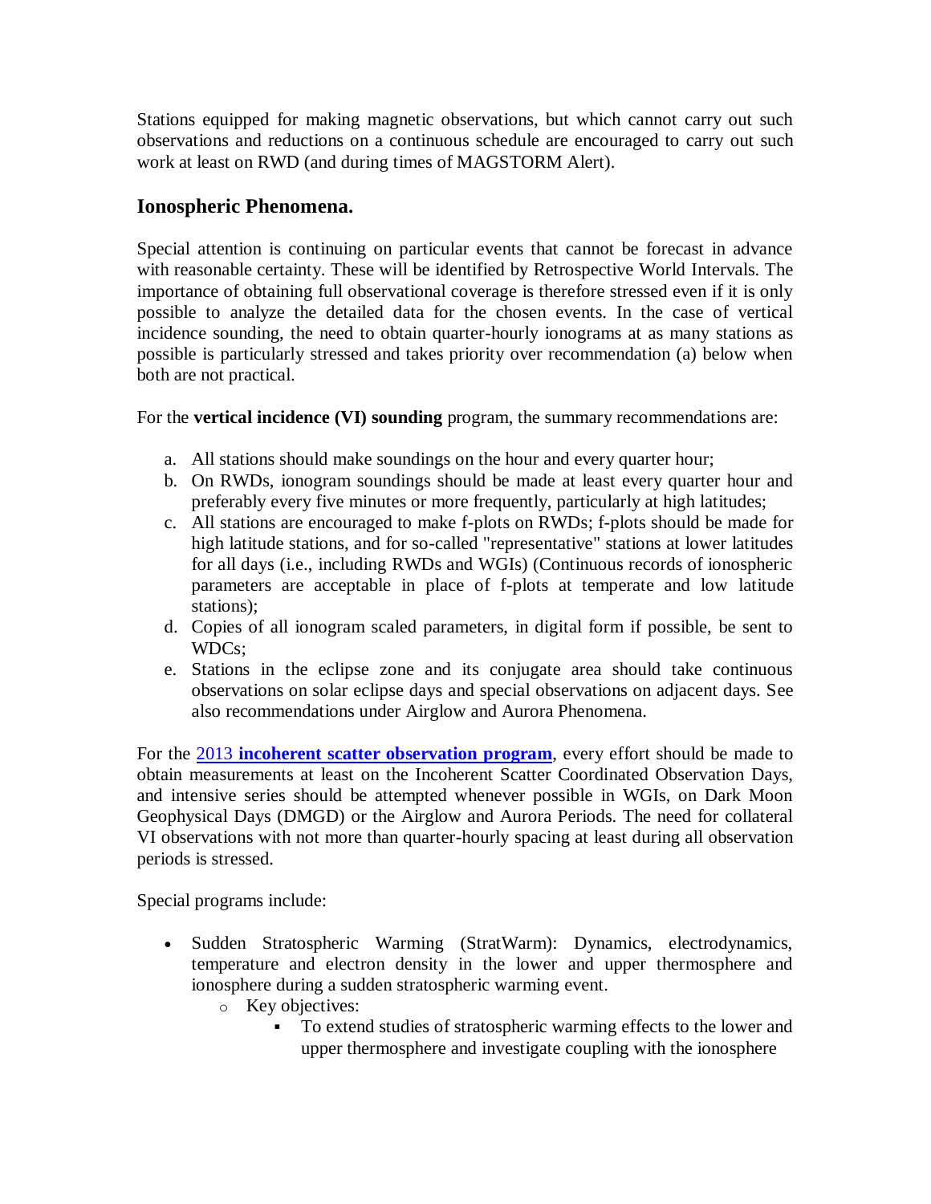Stations equipped for making magnetic observations, but which cannot carry out such observations and reductions on a continuous schedule are encouraged to carry out such work at least on RWD (and during times of MAGSTORM Alert).

## Ionospheric Phenomena.

Special attention is continuing on particular events that cannot be forecast in advance with reasonable certainty. These will be identified by Retrospective World Intervals. The importance of obtaining full observational coverage is therefore stressed even if it is only possible to analyze the detailed data for the chosen events. In the case of vertical incidence sounding, the need to obtain quarter-hourly ionograms at as many stations as possible is particularly stressed and takes priority over recommendation (a) below when both are not practical.

For the **vertical incidence (VI) sounding** program, the summary recommendations are:

a. All stations should make soundings on the hour and every quarter hour;
b. On RWDs, ionogram soundings should be made at least every quarter hour and preferably every five minutes or more frequently, particularly at high latitudes;
c. All stations are encouraged to make f-plots on RWDs; f-plots should be made for high latitude stations, and for so-called "representative" stations at lower latitudes for all days (i.e., including RWDs and WGIs) (Continuous records of ionospheric parameters are acceptable in place of f-plots at temperate and low latitude stations);
d. Copies of all ionogram scaled parameters, in digital form if possible, be sent to WDCs;
e. Stations in the eclipse zone and its conjugate area should take continuous observations on solar eclipse days and special observations on adjacent days. See also recommendations under Airglow and Aurora Phenomena.

For the 2013 **incoherent scatter observation program**, every effort should be made to obtain measurements at least on the Incoherent Scatter Coordinated Observation Days, and intensive series should be attempted whenever possible in WGIs, on Dark Moon Geophysical Days (DMGD) or the Airglow and Aurora Periods. The need for collateral VI observations with not more than quarter-hourly spacing at least during all observation periods is stressed.

Special programs include:

- Sudden Stratospheric Warming (StratWarm): Dynamics, electrodynamics, temperature and electron density in the lower and upper thermosphere and ionosphere during a sudden stratospheric warming event.
  - Key objectives:
    - To extend studies of stratospheric warming effects to the lower and upper thermosphere and investigate coupling with the ionosphere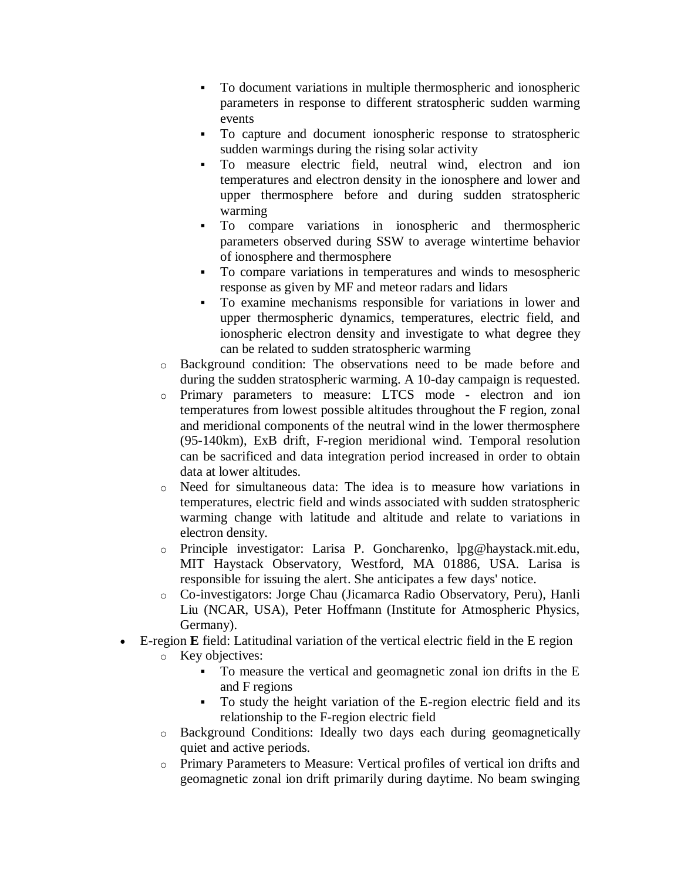- To document variations in multiple thermospheric and ionospheric parameters in response to different stratospheric sudden warming events
        - To capture and document ionospheric response to stratospheric sudden warmings during the rising solar activity
        - To measure electric field, neutral wind, electron and ion temperatures and electron density in the ionosphere and lower and upper thermosphere before and during sudden stratospheric warming
        - To compare variations in ionospheric and thermospheric parameters observed during SSW to average wintertime behavior of ionosphere and thermosphere
        - To compare variations in temperatures and winds to mesospheric response as given by MF and meteor radars and lidars
        - To examine mechanisms responsible for variations in lower and upper thermospheric dynamics, temperatures, electric field, and ionospheric electron density and investigate to what degree they can be related to sudden stratospheric warming
    - Background condition: The observations need to be made before and during the sudden stratospheric warming. A 10-day campaign is requested.
    - Primary parameters to measure: LTCS mode - electron and ion temperatures from lowest possible altitudes throughout the F region, zonal and meridional components of the neutral wind in the lower thermosphere (95-140km), ExB drift, F-region meridional wind. Temporal resolution can be sacrificed and data integration period increased in order to obtain data at lower altitudes.
    - Need for simultaneous data: The idea is to measure how variations in temperatures, electric field and winds associated with sudden stratospheric warming change with latitude and altitude and relate to variations in electron density.
    - Principle investigator: Larisa P. Goncharenko, lpg@haystack.mit.edu, MIT Haystack Observatory, Westford, MA 01886, USA. Larisa is responsible for issuing the alert. She anticipates a few days' notice.
    - Co-investigators: Jorge Chau (Jicamarca Radio Observatory, Peru), Hanli Liu (NCAR, USA), Peter Hoffmann (Institute for Atmospheric Physics, Germany).
- E-region **E** field: Latitudinal variation of the vertical electric field in the E region
    - Key objectives:
        - To measure the vertical and geomagnetic zonal ion drifts in the E and F regions
        - To study the height variation of the E-region electric field and its relationship to the F-region electric field
    - Background Conditions: Ideally two days each during geomagnetically quiet and active periods.
    - Primary Parameters to Measure: Vertical profiles of vertical ion drifts and geomagnetic zonal ion drift primarily during daytime. No beam swinging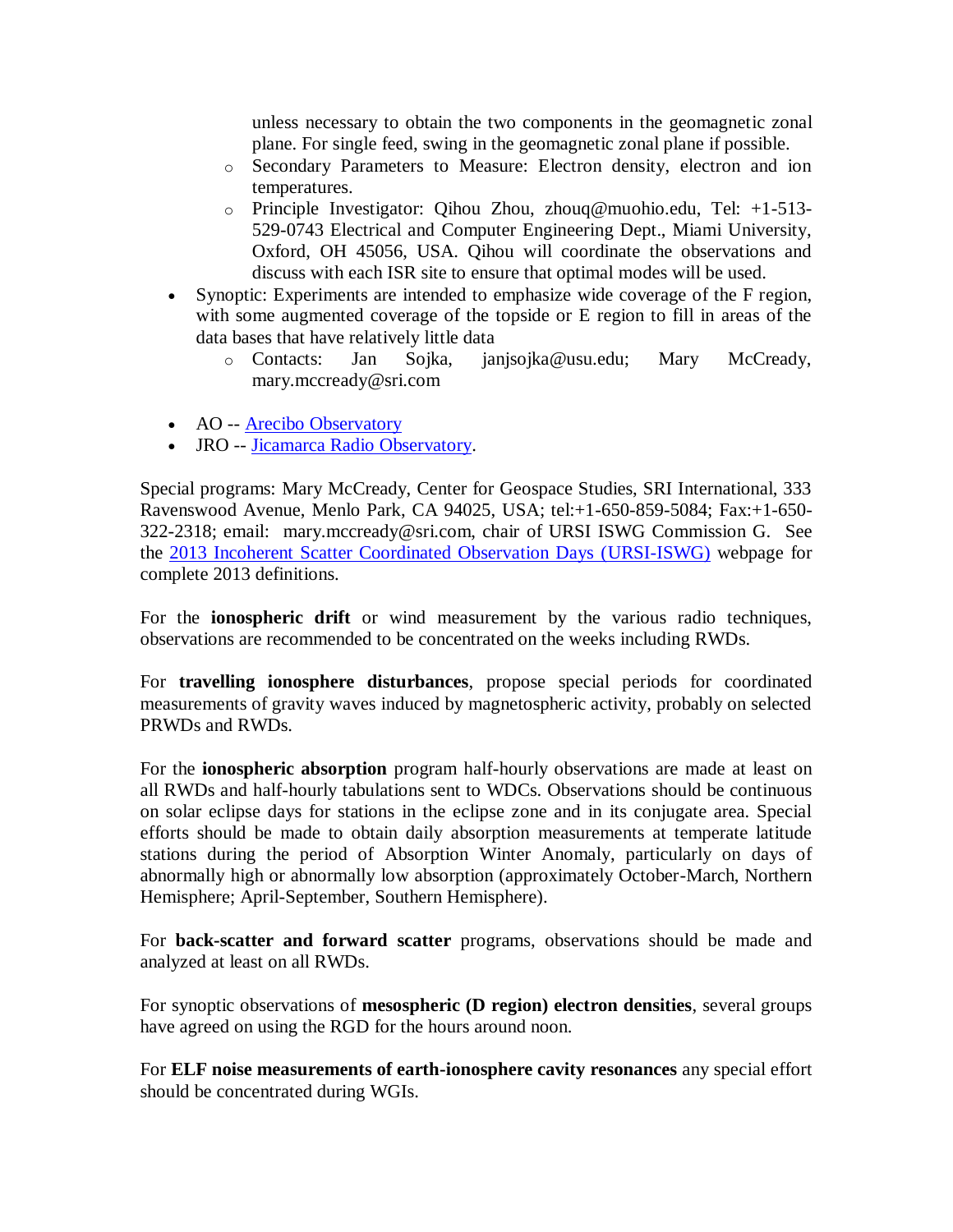unless necessary to obtain the two components in the geomagnetic zonal plane. For single feed, swing in the geomagnetic zonal plane if possible.
  - Secondary Parameters to Measure: Electron density, electron and ion temperatures.
  - Principle Investigator: Qihou Zhou, zhouq@muohio.edu, Tel: +1-513-529-0743 Electrical and Computer Engineering Dept., Miami University, Oxford, OH 45056, USA. Qihou will coordinate the observations and discuss with each ISR site to ensure that optimal modes will be used.
- Synoptic: Experiments are intended to emphasize wide coverage of the F region, with some augmented coverage of the topside or E region to fill in areas of the data bases that have relatively little data
  - Contacts: Jan Sojka, janjsojka@usu.edu; Mary McCready, mary.mccready@sri.com

- AO -- [Arecibo Observatory]
- JRO -- [Jicamarca Radio Observatory].

Special programs: Mary McCready, Center for Geospace Studies, SRI International, 333 Ravenswood Avenue, Menlo Park, CA 94025, USA; tel:+1-650-859-5084; Fax:+1-650-322-2318; email: mary.mccready@sri.com, chair of URSI ISWG Commission G. See the [2013 Incoherent Scatter Coordinated Observation Days (URSI-ISWG)] webpage for complete 2013 definitions.

For the **ionospheric drift** or wind measurement by the various radio techniques, observations are recommended to be concentrated on the weeks including RWDs.

For **travelling ionosphere disturbances**, propose special periods for coordinated measurements of gravity waves induced by magnetospheric activity, probably on selected PRWDs and RWDs.

For the **ionospheric absorption** program half-hourly observations are made at least on all RWDs and half-hourly tabulations sent to WDCs. Observations should be continuous on solar eclipse days for stations in the eclipse zone and in its conjugate area. Special efforts should be made to obtain daily absorption measurements at temperate latitude stations during the period of Absorption Winter Anomaly, particularly on days of abnormally high or abnormally low absorption (approximately October-March, Northern Hemisphere; April-September, Southern Hemisphere).

For **back-scatter and forward scatter** programs, observations should be made and analyzed at least on all RWDs.

For synoptic observations of **mesospheric (D region) electron densities**, several groups have agreed on using the RGD for the hours around noon.

For **ELF noise measurements of earth-ionosphere cavity resonances** any special effort should be concentrated during WGIs.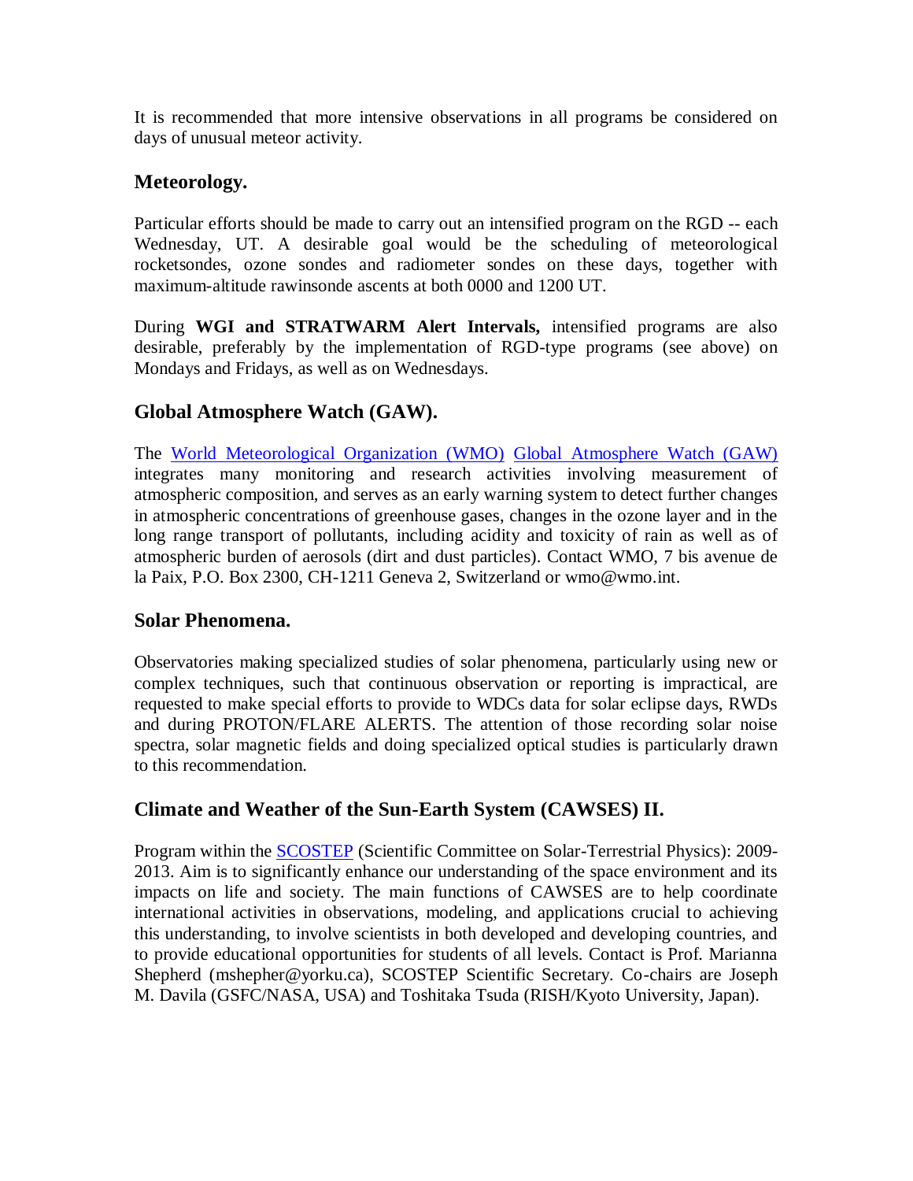It is recommended that more intensive observations in all programs be considered on days of unusual meteor activity.

## Meteorology.

Particular efforts should be made to carry out an intensified program on the RGD -- each Wednesday, UT. A desirable goal would be the scheduling of meteorological rocketsondes, ozone sondes and radiometer sondes on these days, together with maximum-altitude rawinsonde ascents at both 0000 and 1200 UT.

During **WGI and STRATWARM Alert Intervals,** intensified programs are also desirable, preferably by the implementation of RGD-type programs (see above) on Mondays and Fridays, as well as on Wednesdays.

## Global Atmosphere Watch (GAW).

The World Meteorological Organization (WMO) Global Atmosphere Watch (GAW) integrates many monitoring and research activities involving measurement of atmospheric composition, and serves as an early warning system to detect further changes in atmospheric concentrations of greenhouse gases, changes in the ozone layer and in the long range transport of pollutants, including acidity and toxicity of rain as well as of atmospheric burden of aerosols (dirt and dust particles). Contact WMO, 7 bis avenue de la Paix, P.O. Box 2300, CH-1211 Geneva 2, Switzerland or wmo@wmo.int.

## Solar Phenomena.

Observatories making specialized studies of solar phenomena, particularly using new or complex techniques, such that continuous observation or reporting is impractical, are requested to make special efforts to provide to WDCs data for solar eclipse days, RWDs and during PROTON/FLARE ALERTS. The attention of those recording solar noise spectra, solar magnetic fields and doing specialized optical studies is particularly drawn to this recommendation.

## Climate and Weather of the Sun-Earth System (CAWSES) II.

Program within the SCOSTEP (Scientific Committee on Solar-Terrestrial Physics): 2009-2013. Aim is to significantly enhance our understanding of the space environment and its impacts on life and society. The main functions of CAWSES are to help coordinate international activities in observations, modeling, and applications crucial to achieving this understanding, to involve scientists in both developed and developing countries, and to provide educational opportunities for students of all levels. Contact is Prof. Marianna Shepherd (mshepher@yorku.ca), SCOSTEP Scientific Secretary. Co-chairs are Joseph M. Davila (GSFC/NASA, USA) and Toshitaka Tsuda (RISH/Kyoto University, Japan).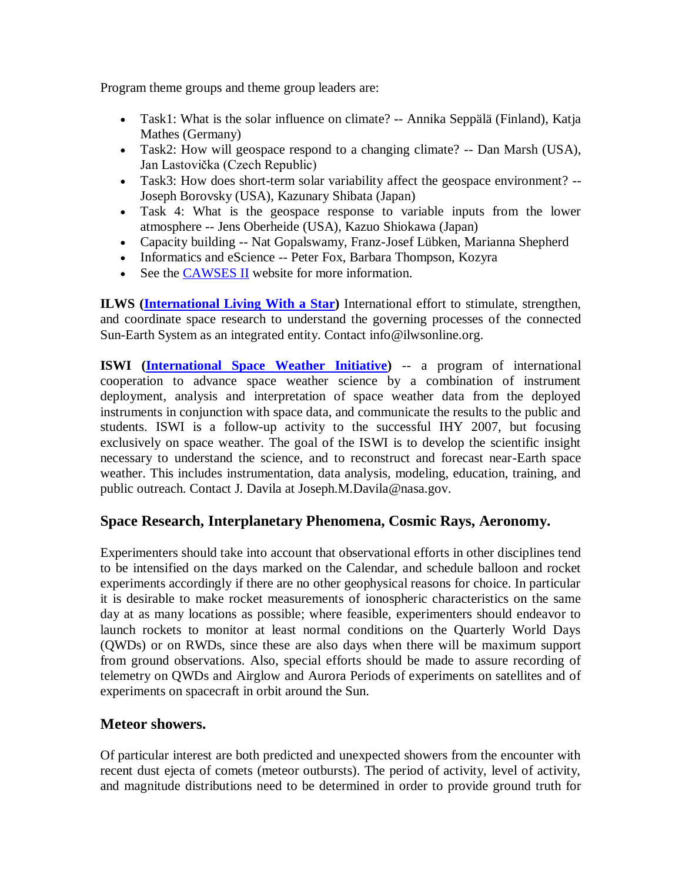Program theme groups and theme group leaders are:

- Task1: What is the solar influence on climate? -- Annika Seppälä (Finland), Katja Mathes (Germany)
- Task2: How will geospace respond to a changing climate? -- Dan Marsh (USA), Jan Lastovička (Czech Republic)
- Task3: How does short-term solar variability affect the geospace environment? -- Joseph Borovsky (USA), Kazunary Shibata (Japan)
- Task 4: What is the geospace response to variable inputs from the lower atmosphere -- Jens Oberheide (USA), Kazuo Shiokawa (Japan)
- Capacity building -- Nat Gopalswamy, Franz-Josef Lübken, Marianna Shepherd
- Informatics and eScience -- Peter Fox, Barbara Thompson, Kozyra
- See the [CAWSES II](#) website for more information.

**ILWS ([International Living With a Star](#))** International effort to stimulate, strengthen, and coordinate space research to understand the governing processes of the connected Sun-Earth System as an integrated entity. Contact info@ilwsonline.org.

**ISWI ([International Space Weather Initiative](#))** -- a program of international cooperation to advance space weather science by a combination of instrument deployment, analysis and interpretation of space weather data from the deployed instruments in conjunction with space data, and communicate the results to the public and students. ISWI is a follow-up activity to the successful IHY 2007, but focusing exclusively on space weather. The goal of the ISWI is to develop the scientific insight necessary to understand the science, and to reconstruct and forecast near-Earth space weather. This includes instrumentation, data analysis, modeling, education, training, and public outreach. Contact J. Davila at Joseph.M.Davila@nasa.gov.

## Space Research, Interplanetary Phenomena, Cosmic Rays, Aeronomy.

Experimenters should take into account that observational efforts in other disciplines tend to be intensified on the days marked on the Calendar, and schedule balloon and rocket experiments accordingly if there are no other geophysical reasons for choice. In particular it is desirable to make rocket measurements of ionospheric characteristics on the same day at as many locations as possible; where feasible, experimenters should endeavor to launch rockets to monitor at least normal conditions on the Quarterly World Days (QWDs) or on RWDs, since these are also days when there will be maximum support from ground observations. Also, special efforts should be made to assure recording of telemetry on QWDs and Airglow and Aurora Periods of experiments on satellites and of experiments on spacecraft in orbit around the Sun.

## Meteor showers.

Of particular interest are both predicted and unexpected showers from the encounter with recent dust ejecta of comets (meteor outbursts). The period of activity, level of activity, and magnitude distributions need to be determined in order to provide ground truth for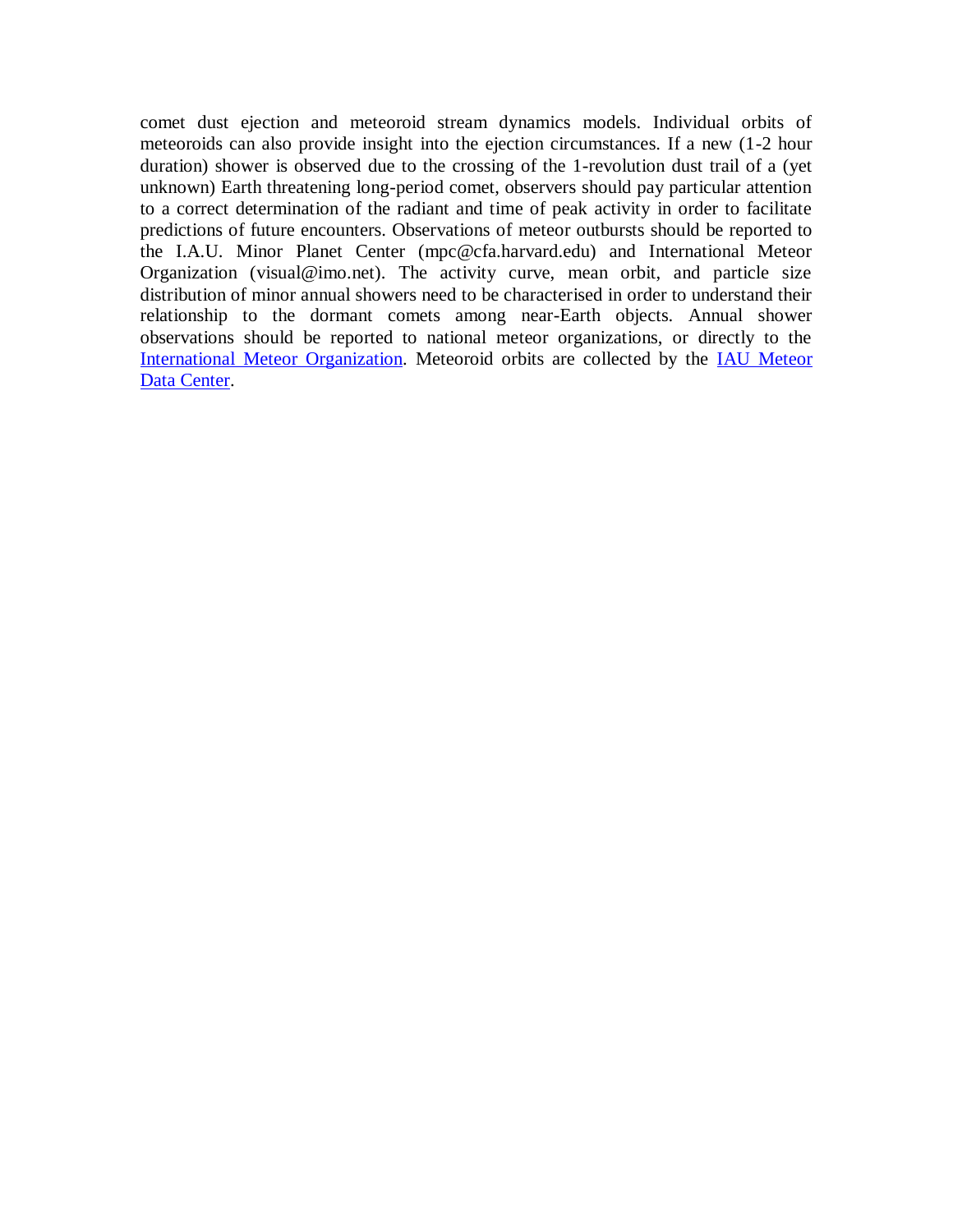comet dust ejection and meteoroid stream dynamics models. Individual orbits of meteoroids can also provide insight into the ejection circumstances. If a new (1-2 hour duration) shower is observed due to the crossing of the 1-revolution dust trail of a (yet unknown) Earth threatening long-period comet, observers should pay particular attention to a correct determination of the radiant and time of peak activity in order to facilitate predictions of future encounters. Observations of meteor outbursts should be reported to the I.A.U. Minor Planet Center (mpc@cfa.harvard.edu) and International Meteor Organization (visual@imo.net). The activity curve, mean orbit, and particle size distribution of minor annual showers need to be characterised in order to understand their relationship to the dormant comets among near-Earth objects. Annual shower observations should be reported to national meteor organizations, or directly to the International Meteor Organization. Meteoroid orbits are collected by the IAU Meteor Data Center.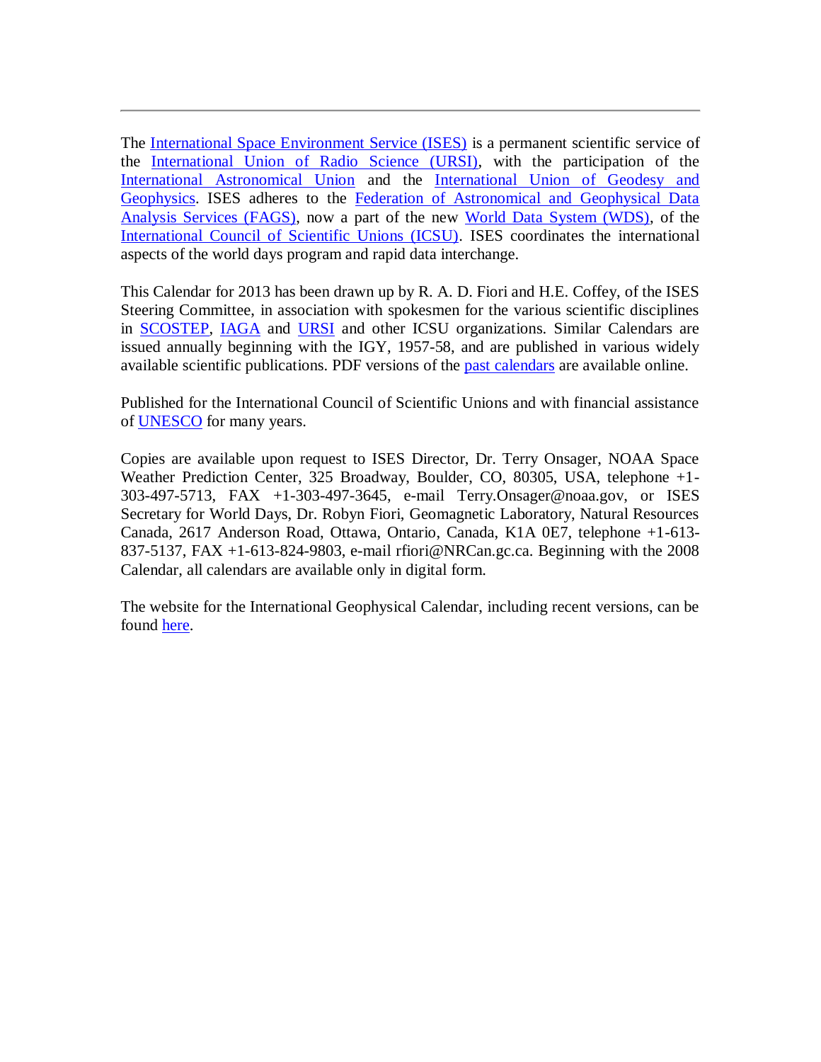---

The International Space Environment Service (ISES) is a permanent scientific service of the International Union of Radio Science (URSI), with the participation of the International Astronomical Union and the International Union of Geodesy and Geophysics. ISES adheres to the Federation of Astronomical and Geophysical Data Analysis Services (FAGS), now a part of the new World Data System (WDS), of the International Council of Scientific Unions (ICSU). ISES coordinates the international aspects of the world days program and rapid data interchange.

This Calendar for 2013 has been drawn up by R. A. D. Fiori and H.E. Coffey, of the ISES Steering Committee, in association with spokesmen for the various scientific disciplines in SCOSTEP, IAGA and URSI and other ICSU organizations. Similar Calendars are issued annually beginning with the IGY, 1957-58, and are published in various widely available scientific publications. PDF versions of the past calendars are available online.

Published for the International Council of Scientific Unions and with financial assistance of UNESCO for many years.

Copies are available upon request to ISES Director, Dr. Terry Onsager, NOAA Space Weather Prediction Center, 325 Broadway, Boulder, CO, 80305, USA, telephone +1-303-497-5713, FAX +1-303-497-3645, e-mail Terry.Onsager@noaa.gov, or ISES Secretary for World Days, Dr. Robyn Fiori, Geomagnetic Laboratory, Natural Resources Canada, 2617 Anderson Road, Ottawa, Ontario, Canada, K1A 0E7, telephone +1-613-837-5137, FAX +1-613-824-9803, e-mail rfiori@NRCan.gc.ca. Beginning with the 2008 Calendar, all calendars are available only in digital form.

The website for the International Geophysical Calendar, including recent versions, can be found here.